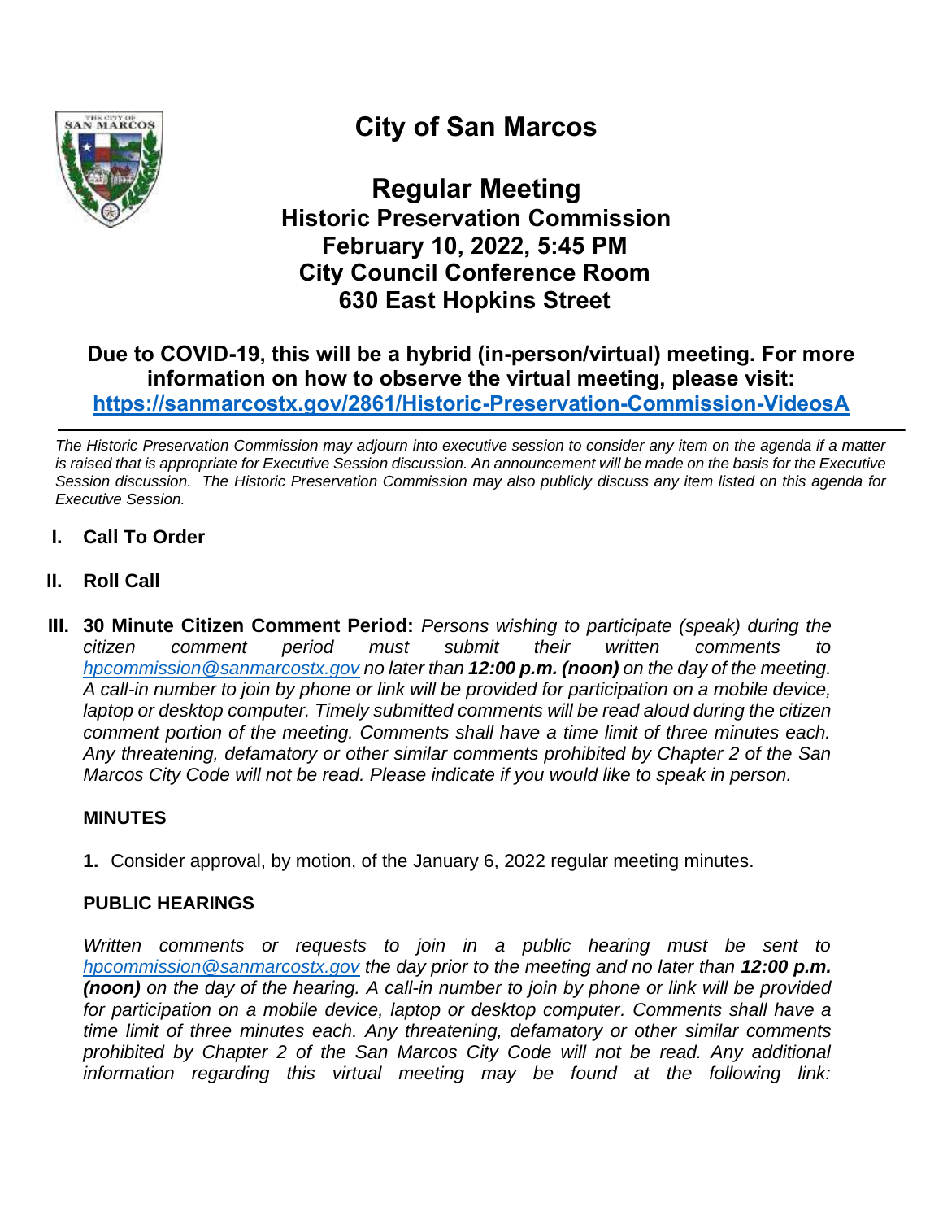# City of San Marcos

## Regular Meeting
### Historic Preservation Commission
### February 10, 2022, 5:45 PM
### City Council Conference Room
### 630 East Hopkins Street

**Due to COVID-19, this will be a hybrid (in-person/virtual) meeting. For more information on how to observe the virtual meeting, please visit: https://sanmarcostx.gov/2861/Historic-Preservation-Commission-VideosA**

---

*The Historic Preservation Commission may adjourn into executive session to consider any item on the agenda if a matter is raised that is appropriate for Executive Session discussion. An announcement will be made on the basis for the Executive Session discussion. The Historic Preservation Commission may also publicly discuss any item listed on this agenda for Executive Session.*

**I. Call To Order**

**II. Roll Call**

**III. 30 Minute Citizen Comment Period:** *Persons wishing to participate (speak) during the citizen comment period must submit their written comments to hpcommission@sanmarcostx.gov no later than **12:00 p.m. (noon)** on the day of the meeting. A call-in number to join by phone or link will be provided for participation on a mobile device, laptop or desktop computer. Timely submitted comments will be read aloud during the citizen comment portion of the meeting. Comments shall have a time limit of three minutes each. Any threatening, defamatory or other similar comments prohibited by Chapter 2 of the San Marcos City Code will not be read. Please indicate if you would like to speak in person.*

**MINUTES**

**1.** Consider approval, by motion, of the January 6, 2022 regular meeting minutes.

**PUBLIC HEARINGS**

*Written comments or requests to join in a public hearing must be sent to hpcommission@sanmarcostx.gov the day prior to the meeting and no later than **12:00 p.m. (noon)** on the day of the hearing. A call-in number to join by phone or link will be provided for participation on a mobile device, laptop or desktop computer. Comments shall have a time limit of three minutes each. Any threatening, defamatory or other similar comments prohibited by Chapter 2 of the San Marcos City Code will not be read. Any additional information regarding this virtual meeting may be found at the following link:*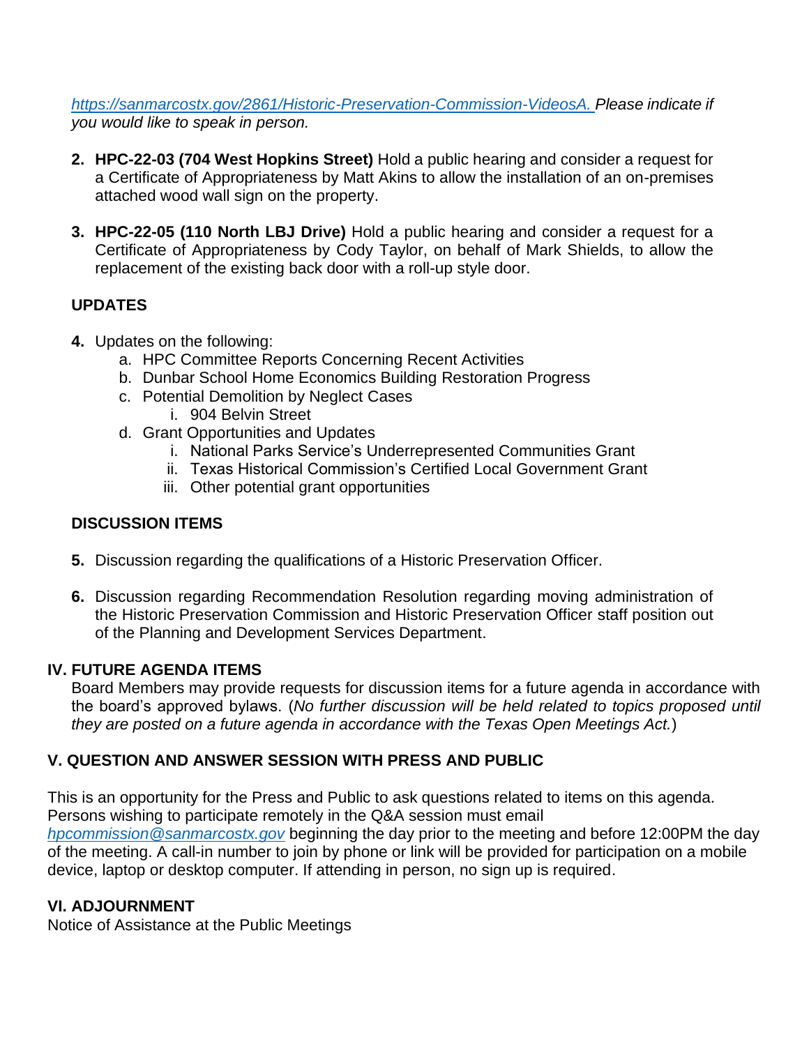*[https://sanmarcostx.gov/2861/Historic-Preservation-Commission-VideosA.](https://sanmarcostx.gov/2861/Historic-Preservation-Commission-VideosA.) Please indicate if you would like to speak in person.*

2. **HPC-22-03 (704 West Hopkins Street)** Hold a public hearing and consider a request for a Certificate of Appropriateness by Matt Akins to allow the installation of an on-premises attached wood wall sign on the property.

3. **HPC-22-05 (110 North LBJ Drive)** Hold a public hearing and consider a request for a Certificate of Appropriateness by Cody Taylor, on behalf of Mark Shields, to allow the replacement of the existing back door with a roll-up style door.

**UPDATES**

4. Updates on the following:
    a. HPC Committee Reports Concerning Recent Activities
    b. Dunbar School Home Economics Building Restoration Progress
    c. Potential Demolition by Neglect Cases
        i. 904 Belvin Street
    d. Grant Opportunities and Updates
        i. National Parks Service's Underrepresented Communities Grant
        ii. Texas Historical Commission's Certified Local Government Grant
        iii. Other potential grant opportunities

**DISCUSSION ITEMS**

5. Discussion regarding the qualifications of a Historic Preservation Officer.

6. Discussion regarding Recommendation Resolution regarding moving administration of the Historic Preservation Commission and Historic Preservation Officer staff position out of the Planning and Development Services Department.

## IV. FUTURE AGENDA ITEMS

Board Members may provide requests for discussion items for a future agenda in accordance with the board's approved bylaws. (*No further discussion will be held related to topics proposed until they are posted on a future agenda in accordance with the Texas Open Meetings Act.*)

## V. QUESTION AND ANSWER SESSION WITH PRESS AND PUBLIC

This is an opportunity for the Press and Public to ask questions related to items on this agenda. Persons wishing to participate remotely in the Q&A session must email *[hpcommission@sanmarcostx.gov](mailto:hpcommission@sanmarcostx.gov)* beginning the day prior to the meeting and before 12:00PM the day of the meeting. A call-in number to join by phone or link will be provided for participation on a mobile device, laptop or desktop computer. If attending in person, no sign up is required.

## VI. ADJOURNMENT

Notice of Assistance at the Public Meetings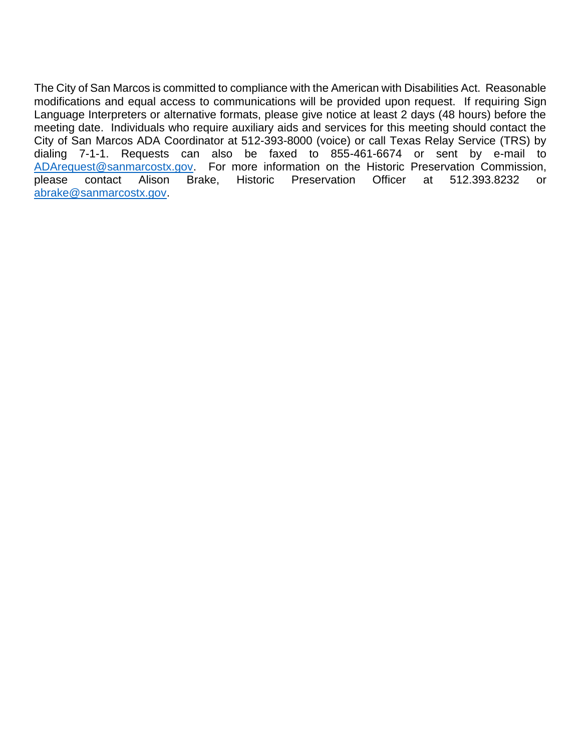The City of San Marcos is committed to compliance with the American with Disabilities Act. Reasonable modifications and equal access to communications will be provided upon request. If requiring Sign Language Interpreters or alternative formats, please give notice at least 2 days (48 hours) before the meeting date. Individuals who require auxiliary aids and services for this meeting should contact the City of San Marcos ADA Coordinator at 512-393-8000 (voice) or call Texas Relay Service (TRS) by dialing 7-1-1. Requests can also be faxed to 855-461-6674 or sent by e-mail to ADArequest@sanmarcostx.gov. For more information on the Historic Preservation Commission, please contact Alison Brake, Historic Preservation Officer at 512.393.8232 or abrake@sanmarcostx.gov.